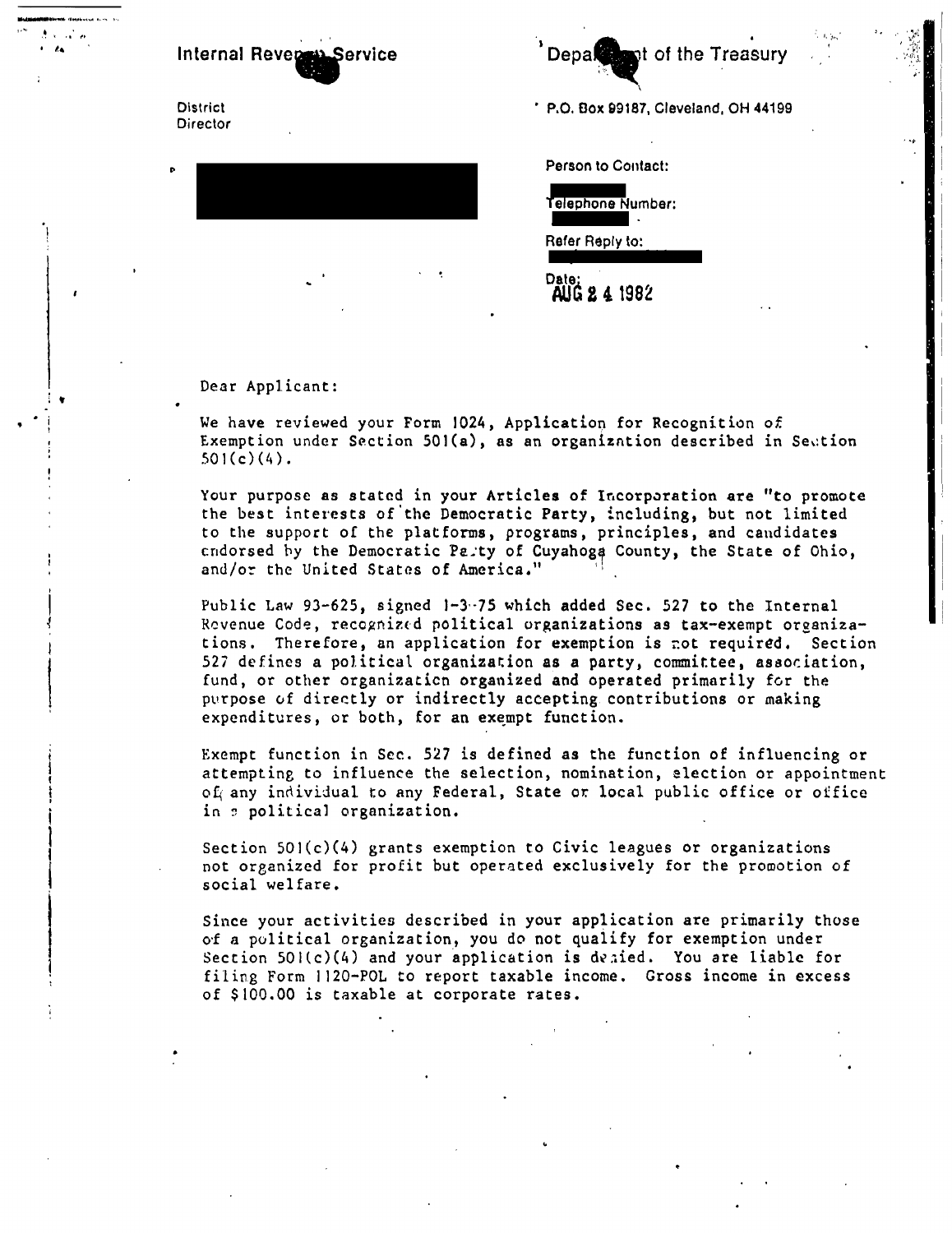Internal Revenue Service

District Director

Department of the Treasury

P.O. Box 99187, Cleveland, OH 44199

Person to Contact:

Telephone Number:

Refer Reply to:

Date: AUG 2 4 1982

Dear Applicant:

We have reviewed your Form 1024, Application for Recognition of Exemption under Section 501(a), as an organization described in Section 501(c)(4).

Your purpose as stated in your Articles of Incorporation are "to promote the best interests of the Democratic Party, including, but not limited to the support of the platforms, programs, principles, and candidates endorsed by the Democratic Party of Cuyahoga County, the State of Ohio, and/or the United States of America."

Public Law 93-625, signed 1-3-75 which added Sec. 527 to the Internal Revenue Code, recognized political organizations as tax-exempt organizations. Therefore, an application for exemption is not required. Section 527 defines a political organization as a party, committee, association, fund, or other organization organized and operated primarily for the purpose of directly or indirectly accepting contributions or making expenditures, or both, for an exempt function.

Exempt function in Sec. 527 is defined as the function of influencing or attempting to influence the selection, nomination, election or appointment of any individual to any Federal, State or local public office or office in a political organization.

Section 501(c)(4) grants exemption to Civic leagues or organizations not organized for profit but operated exclusively for the promotion of social welfare.

Since your activities described in your application are primarily those of a political organization, you do not qualify for exemption under Section 501(c)(4) and your application is denied. You are liable for filing Form 1120-POL to report taxable income. Gross income in excess of $100.00 is taxable at corporate rates.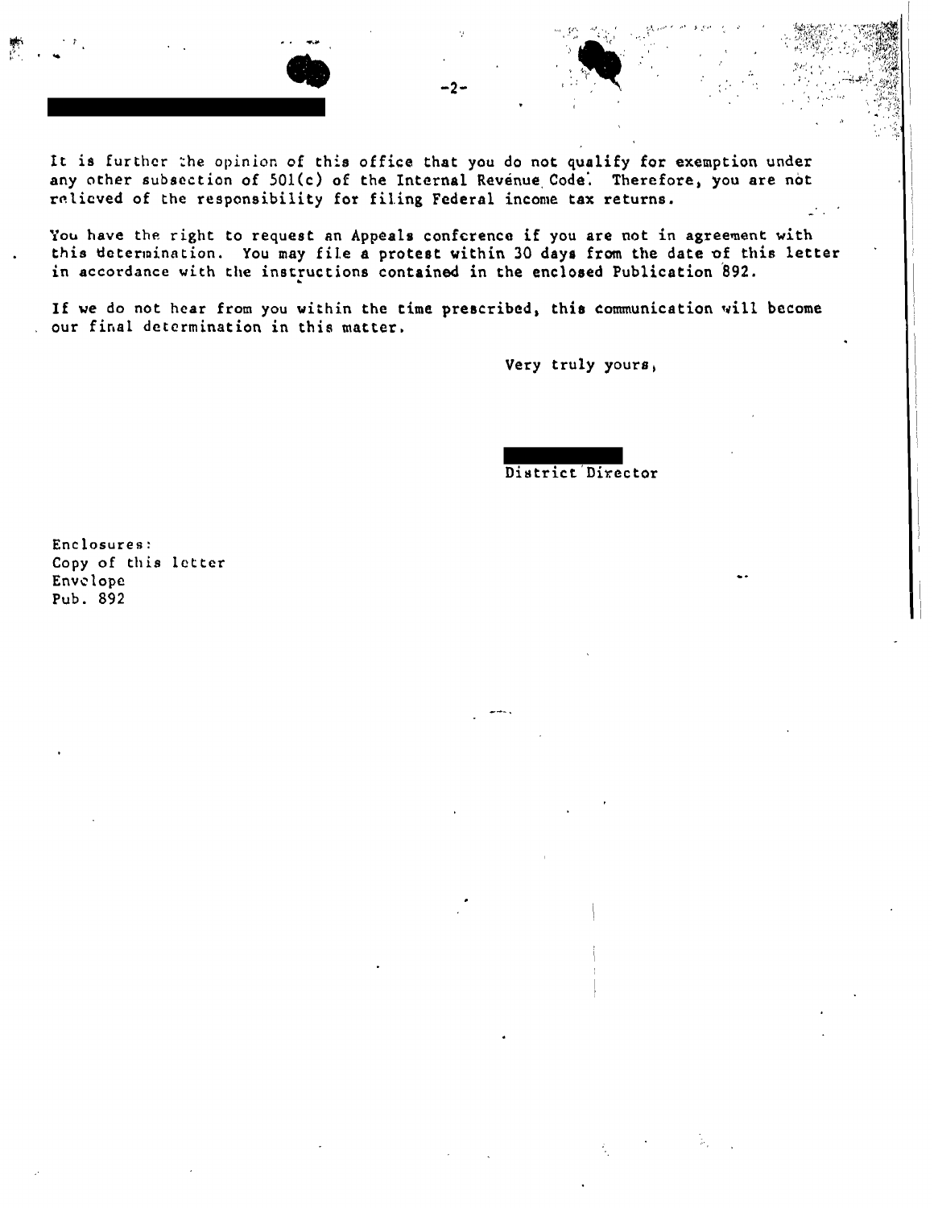It is further the opinion of this office that you do not qualify for exemption under any other subsection of 501(c) of the Internal Revenue Code. Therefore, you are not relieved of the responsibility for filing Federal income tax returns.

You have the right to request an Appeals conference if you are not in agreement with this determination. You may file a protest within 30 days from the date of this letter in accordance with the instructions contained in the enclosed Publication 892.

If we do not hear from you within the time prescribed, this communication will become our final determination in this matter.

Very truly yours,

District Director

Enclosures:
Copy of this letter
Envelope
Pub. 892